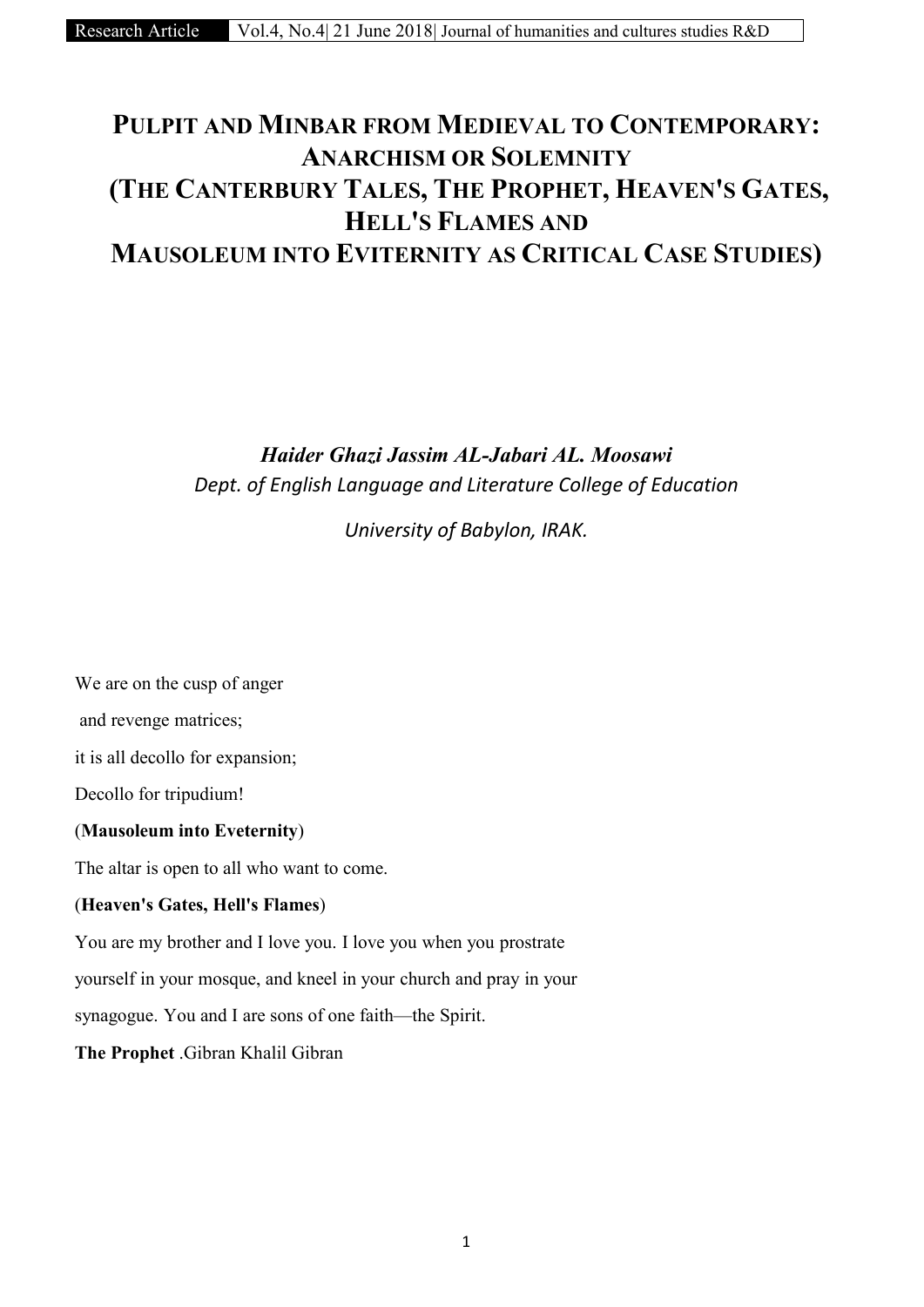# Pulpit and Minbar from Medieval to Contemporary: Anarchism or Solemnity (The Canterbury Tales, The Prophet, Heaven's Gates, Hell's Flames and Mausoleum into Eviternity as Critical Case Studies)

***Haider Ghazi Jassim AL-Jabari AL. Moosawi***

*Dept. of English Language and Literature College of Education*

*University of Babylon, IRAK.*

We are on the cusp of anger

and revenge matrices;

it is all decollo for expansion;

Decollo for tripudium!

(**Mausoleum into Eveternity**)

The altar is open to all who want to come.

(**Heaven's Gates, Hell's Flames**)

You are my brother and I love you. I love you when you prostrate yourself in your mosque, and kneel in your church and pray in your synagogue. You and I are sons of one faith—the Spirit.

**The Prophet** .Gibran Khalil Gibran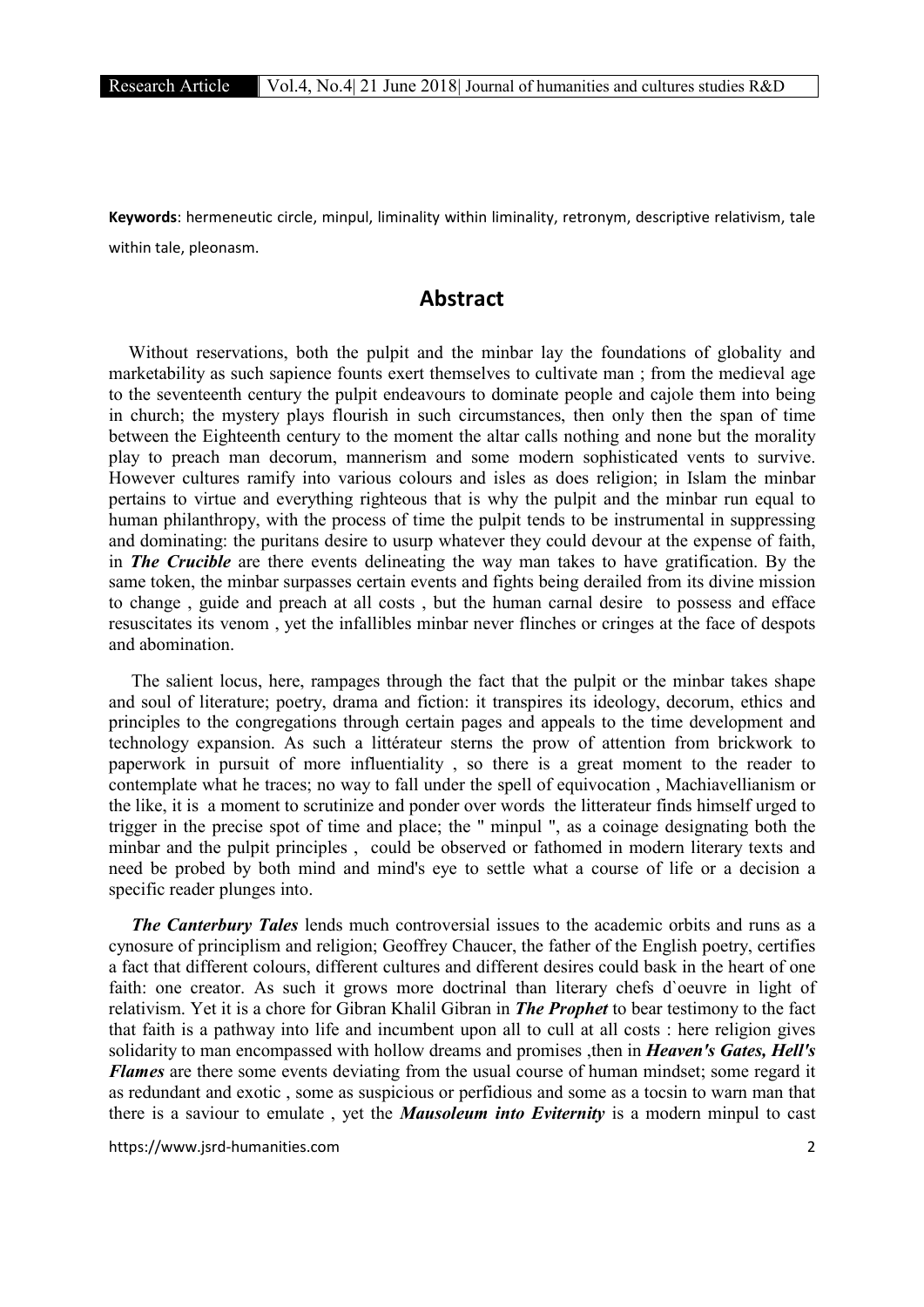**Keywords**: hermeneutic circle, minpul, liminality within liminality, retronym, descriptive relativism, tale within tale, pleonasm.

## Abstract

Without reservations, both the pulpit and the minbar lay the foundations of globality and marketability as such sapience founts exert themselves to cultivate man ; from the medieval age to the seventeenth century the pulpit endeavours to dominate people and cajole them into being in church; the mystery plays flourish in such circumstances, then only then the span of time between the Eighteenth century to the moment the altar calls nothing and none but the morality play to preach man decorum, mannerism and some modern sophisticated vents to survive. However cultures ramify into various colours and isles as does religion; in Islam the minbar pertains to virtue and everything righteous that is why the pulpit and the minbar run equal to human philanthropy, with the process of time the pulpit tends to be instrumental in suppressing and dominating: the puritans desire to usurp whatever they could devour at the expense of faith, in ***The Crucible*** are there events delineating the way man takes to have gratification. By the same token, the minbar surpasses certain events and fights being derailed from its divine mission to change , guide and preach at all costs , but the human carnal desire to possess and efface resuscitates its venom , yet the infallibles minbar never flinches or cringes at the face of despots and abomination.

The salient locus, here, rampages through the fact that the pulpit or the minbar takes shape and soul of literature; poetry, drama and fiction: it transpires its ideology, decorum, ethics and principles to the congregations through certain pages and appeals to the time development and technology expansion. As such a littérateur sterns the prow of attention from brickwork to paperwork in pursuit of more influentiality , so there is a great moment to the reader to contemplate what he traces; no way to fall under the spell of equivocation , Machiavellianism or the like, it is a moment to scrutinize and ponder over words the litterateur finds himself urged to trigger in the precise spot of time and place; the " minpul ", as a coinage designating both the minbar and the pulpit principles , could be observed or fathomed in modern literary texts and need be probed by both mind and mind's eye to settle what a course of life or a decision a specific reader plunges into.

***The Canterbury Tales*** lends much controversial issues to the academic orbits and runs as a cynosure of principlism and religion; Geoffrey Chaucer, the father of the English poetry, certifies a fact that different colours, different cultures and different desires could bask in the heart of one faith: one creator. As such it grows more doctrinal than literary chefs d`oeuvre in light of relativism. Yet it is a chore for Gibran Khalil Gibran in ***The Prophet*** to bear testimony to the fact that faith is a pathway into life and incumbent upon all to cull at all costs : here religion gives solidarity to man encompassed with hollow dreams and promises ,then in ***Heaven's Gates, Hell's Flames*** are there some events deviating from the usual course of human mindset; some regard it as redundant and exotic , some as suspicious or perfidious and some as a tocsin to warn man that there is a saviour to emulate , yet the ***Mausoleum into Eviternity*** is a modern minpul to cast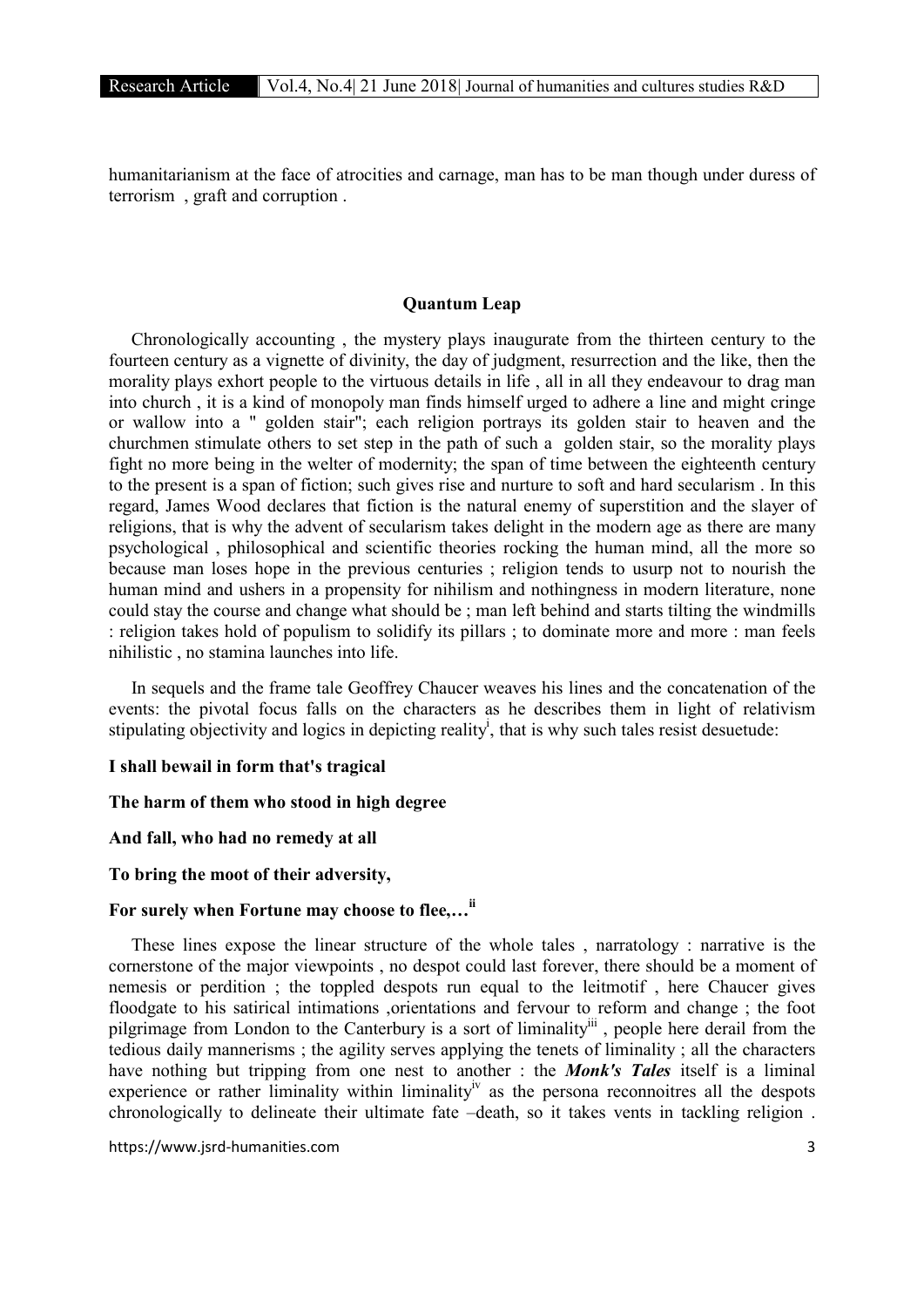humanitarianism at the face of atrocities and carnage, man has to be man though under duress of terrorism , graft and corruption .

### Quantum Leap

Chronologically accounting , the mystery plays inaugurate from the thirteen century to the fourteen century as a vignette of divinity, the day of judgment, resurrection and the like, then the morality plays exhort people to the virtuous details in life , all in all they endeavour to drag man into church , it is a kind of monopoly man finds himself urged to adhere a line and might cringe or wallow into a " golden stair"; each religion portrays its golden stair to heaven and the churchmen stimulate others to set step in the path of such a golden stair, so the morality plays fight no more being in the welter of modernity; the span of time between the eighteenth century to the present is a span of fiction; such gives rise and nurture to soft and hard secularism . In this regard, James Wood declares that fiction is the natural enemy of superstition and the slayer of religions, that is why the advent of secularism takes delight in the modern age as there are many psychological , philosophical and scientific theories rocking the human mind, all the more so because man loses hope in the previous centuries ; religion tends to usurp not to nourish the human mind and ushers in a propensity for nihilism and nothingness in modern literature, none could stay the course and change what should be ; man left behind and starts tilting the windmills : religion takes hold of populism to solidify its pillars ; to dominate more and more : man feels nihilistic , no stamina launches into life.

In sequels and the frame tale Geoffrey Chaucer weaves his lines and the concatenation of the events: the pivotal focus falls on the characters as he describes them in light of relativism stipulating objectivity and logics in depicting reality[i], that is why such tales resist desuetude:

**I shall bewail in form that's tragical**

**The harm of them who stood in high degree**

**And fall, who had no remedy at all**

**To bring the moot of their adversity,**

**For surely when Fortune may choose to flee,…[ii]**

These lines expose the linear structure of the whole tales , narratology : narrative is the cornerstone of the major viewpoints , no despot could last forever, there should be a moment of nemesis or perdition ; the toppled despots run equal to the leitmotif , here Chaucer gives floodgate to his satirical intimations ,orientations and fervour to reform and change ; the foot pilgrimage from London to the Canterbury is a sort of liminality[iii] , people here derail from the tedious daily mannerisms ; the agility serves applying the tenets of liminality ; all the characters have nothing but tripping from one nest to another : the ***Monk's Tales*** itself is a liminal experience or rather liminality within liminality[iv] as the persona reconnoitres all the despots chronologically to delineate their ultimate fate –death, so it takes vents in tackling religion .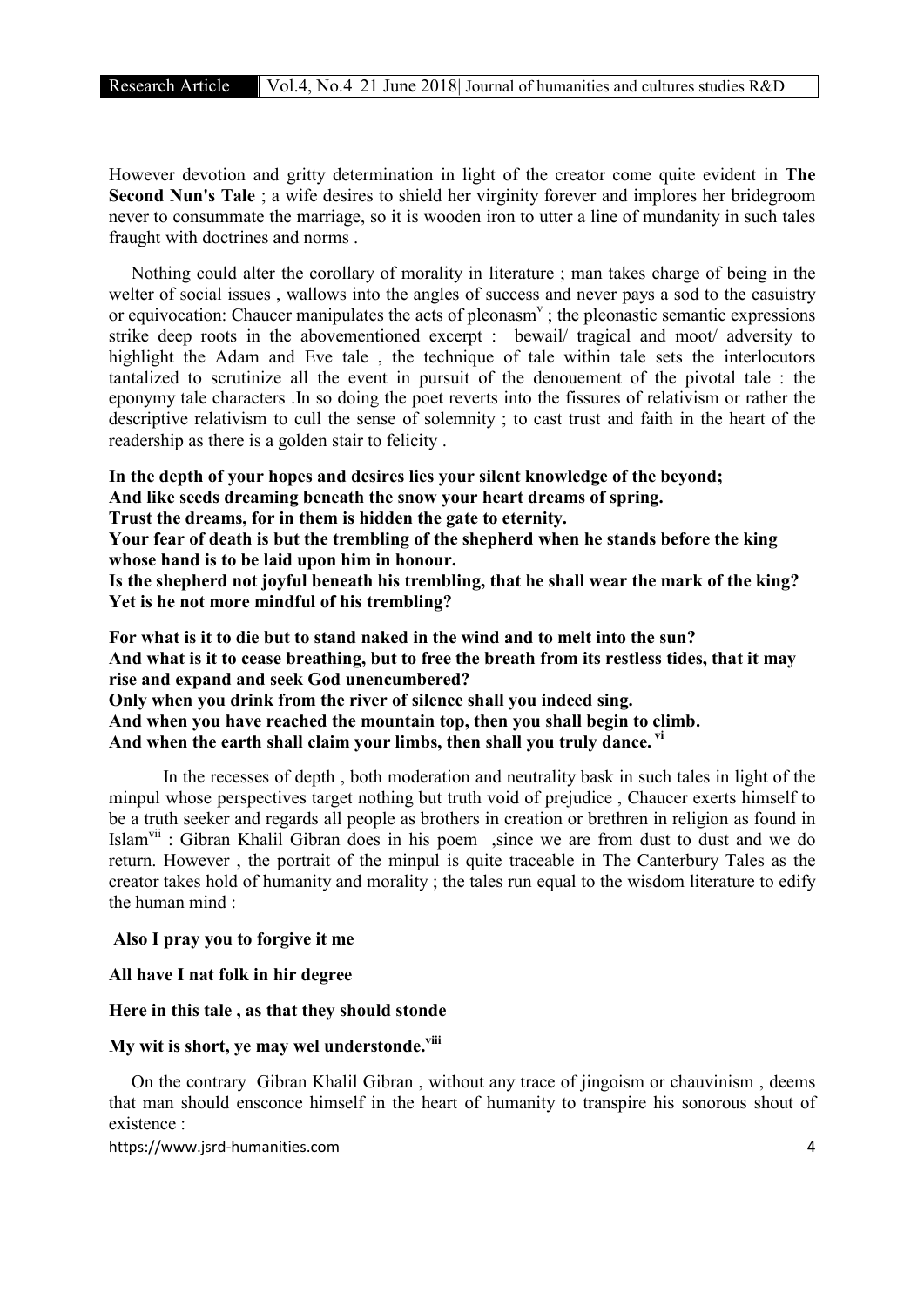However devotion and gritty determination in light of the creator come quite evident in **The Second Nun's Tale** ; a wife desires to shield her virginity forever and implores her bridegroom never to consummate the marriage, so it is wooden iron to utter a line of mundanity in such tales fraught with doctrines and norms .

Nothing could alter the corollary of morality in literature ; man takes charge of being in the welter of social issues , wallows into the angles of success and never pays a sod to the casuistry or equivocation: Chaucer manipulates the acts of pleonasm[v] ; the pleonastic semantic expressions strike deep roots in the abovementioned excerpt : bewail/ tragical and moot/ adversity to highlight the Adam and Eve tale , the technique of tale within tale sets the interlocutors tantalized to scrutinize all the event in pursuit of the denouement of the pivotal tale : the eponymy tale characters .In so doing the poet reverts into the fissures of relativism or rather the descriptive relativism to cull the sense of solemnity ; to cast trust and faith in the heart of the readership as there is a golden stair to felicity .

**In the depth of your hopes and desires lies your silent knowledge of the beyond;**
**And like seeds dreaming beneath the snow your heart dreams of spring.**
**Trust the dreams, for in them is hidden the gate to eternity.**
**Your fear of death is but the trembling of the shepherd when he stands before the king whose hand is to be laid upon him in honour.**
**Is the shepherd not joyful beneath his trembling, that he shall wear the mark of the king?**
**Yet is he not more mindful of his trembling?**

**For what is it to die but to stand naked in the wind and to melt into the sun?**
**And what is it to cease breathing, but to free the breath from its restless tides, that it may rise and expand and seek God unencumbered?**
**Only when you drink from the river of silence shall you indeed sing.**
**And when you have reached the mountain top, then you shall begin to climb.**
**And when the earth shall claim your limbs, then shall you truly dance.** [vi]

In the recesses of depth , both moderation and neutrality bask in such tales in light of the minpul whose perspectives target nothing but truth void of prejudice , Chaucer exerts himself to be a truth seeker and regards all people as brothers in creation or brethren in religion as found in Islam[vii] : Gibran Khalil Gibran does in his poem ,since we are from dust to dust and we do return. However , the portrait of the minpul is quite traceable in The Canterbury Tales as the creator takes hold of humanity and morality ; the tales run equal to the wisdom literature to edify the human mind :

**Also I pray you to forgive it me**

**All have I nat folk in hir degree**

**Here in this tale , as that they should stonde**

**My wit is short, ye may wel understonde.**[viii]

On the contrary Gibran Khalil Gibran , without any trace of jingoism or chauvinism , deems that man should ensconce himself in the heart of humanity to transpire his sonorous shout of existence :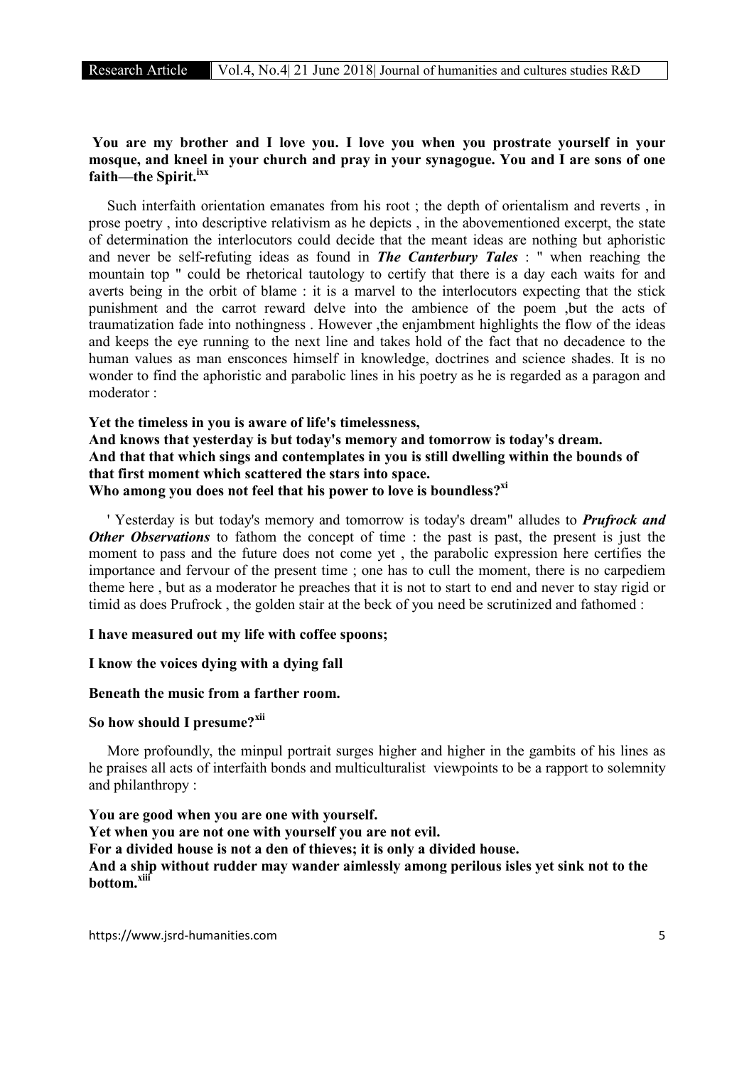**You are my brother and I love you. I love you when you prostrate yourself in your mosque, and kneel in your church and pray in your synagogue. You and I are sons of one faith—the Spirit.**[ixx]

Such interfaith orientation emanates from his root ; the depth of orientalism and reverts , in prose poetry , into descriptive relativism as he depicts , in the abovementioned excerpt, the state of determination the interlocutors could decide that the meant ideas are nothing but aphoristic and never be self-refuting ideas as found in ***The Canterbury Tales*** : " when reaching the mountain top " could be rhetorical tautology to certify that there is a day each waits for and averts being in the orbit of blame : it is a marvel to the interlocutors expecting that the stick punishment and the carrot reward delve into the ambience of the poem ,but the acts of traumatization fade into nothingness . However ,the enjambment highlights the flow of the ideas and keeps the eye running to the next line and takes hold of the fact that no decadence to the human values as man ensconces himself in knowledge, doctrines and science shades. It is no wonder to find the aphoristic and parabolic lines in his poetry as he is regarded as a paragon and moderator :

**Yet the timeless in you is aware of life's timelessness,**
**And knows that yesterday is but today's memory and tomorrow is today's dream.**
**And that that which sings and contemplates in you is still dwelling within the bounds of that first moment which scattered the stars into space.**
**Who among you does not feel that his power to love is boundless?**[xi]

' Yesterday is but today's memory and tomorrow is today's dream" alludes to ***Prufrock and Other Observations*** to fathom the concept of time : the past is past, the present is just the moment to pass and the future does not come yet , the parabolic expression here certifies the importance and fervour of the present time ; one has to cull the moment, there is no carpediem theme here , but as a moderator he preaches that it is not to start to end and never to stay rigid or timid as does Prufrock , the golden stair at the beck of you need be scrutinized and fathomed :

**I have measured out my life with coffee spoons;**

**I know the voices dying with a dying fall**

**Beneath the music from a farther room.**

**So how should I presume?**[xii]

More profoundly, the minpul portrait surges higher and higher in the gambits of his lines as he praises all acts of interfaith bonds and multiculturalist viewpoints to be a rapport to solemnity and philanthropy :

**You are good when you are one with yourself.**
**Yet when you are not one with yourself you are not evil.**
**For a divided house is not a den of thieves; it is only a divided house.**
**And a ship without rudder may wander aimlessly among perilous isles yet sink not to the bottom.**[xiii]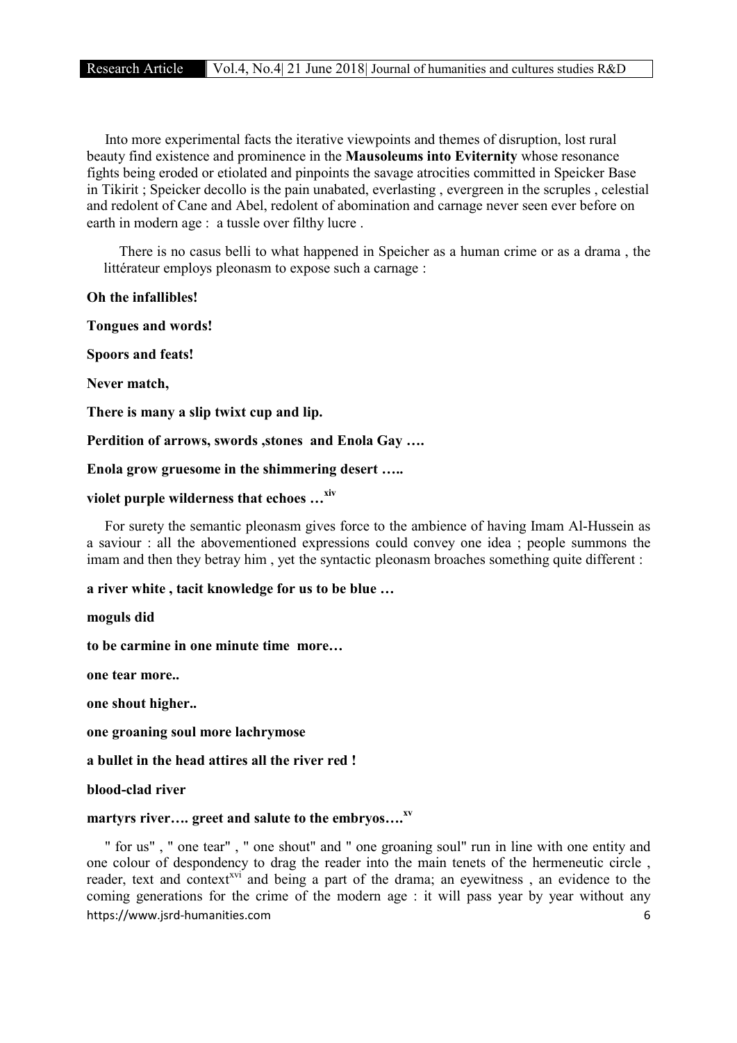Into more experimental facts the iterative viewpoints and themes of disruption, lost rural beauty find existence and prominence in the **Mausoleums into Eviternity** whose resonance fights being eroded or etiolated and pinpoints the savage atrocities committed in Speicker Base in Tikirit ; Speicker decollo is the pain unabated, everlasting , evergreen in the scruples , celestial and redolent of Cane and Abel, redolent of abomination and carnage never seen ever before on earth in modern age : a tussle over filthy lucre .

There is no casus belli to what happened in Speicher as a human crime or as a drama , the littérateur employs pleonasm to expose such a carnage :

**Oh the infallibles!**

**Tongues and words!**

**Spoors and feats!**

**Never match,**

**There is many a slip twixt cup and lip.**

**Perdition of arrows, swords ,stones and Enola Gay ….**

**Enola grow gruesome in the shimmering desert …..**

**violet purple wilderness that echoes …**[xiv]

For surety the semantic pleonasm gives force to the ambience of having Imam Al-Hussein as a saviour : all the abovementioned expressions could convey one idea ; people summons the imam and then they betray him , yet the syntactic pleonasm broaches something quite different :

**a river white , tacit knowledge for us to be blue …**

**moguls did**

**to be carmine in one minute time more…**

**one tear more..**

**one shout higher..**

**one groaning soul more lachrymose**

**a bullet in the head attires all the river red !**

**blood-clad river**

**martyrs river…. greet and salute to the embryos….**[xv]

" for us" , " one tear" , " one shout" and " one groaning soul" run in line with one entity and one colour of despondency to drag the reader into the main tenets of the hermeneutic circle , reader, text and context[xvi] and being a part of the drama; an eyewitness , an evidence to the coming generations for the crime of the modern age : it will pass year by year without any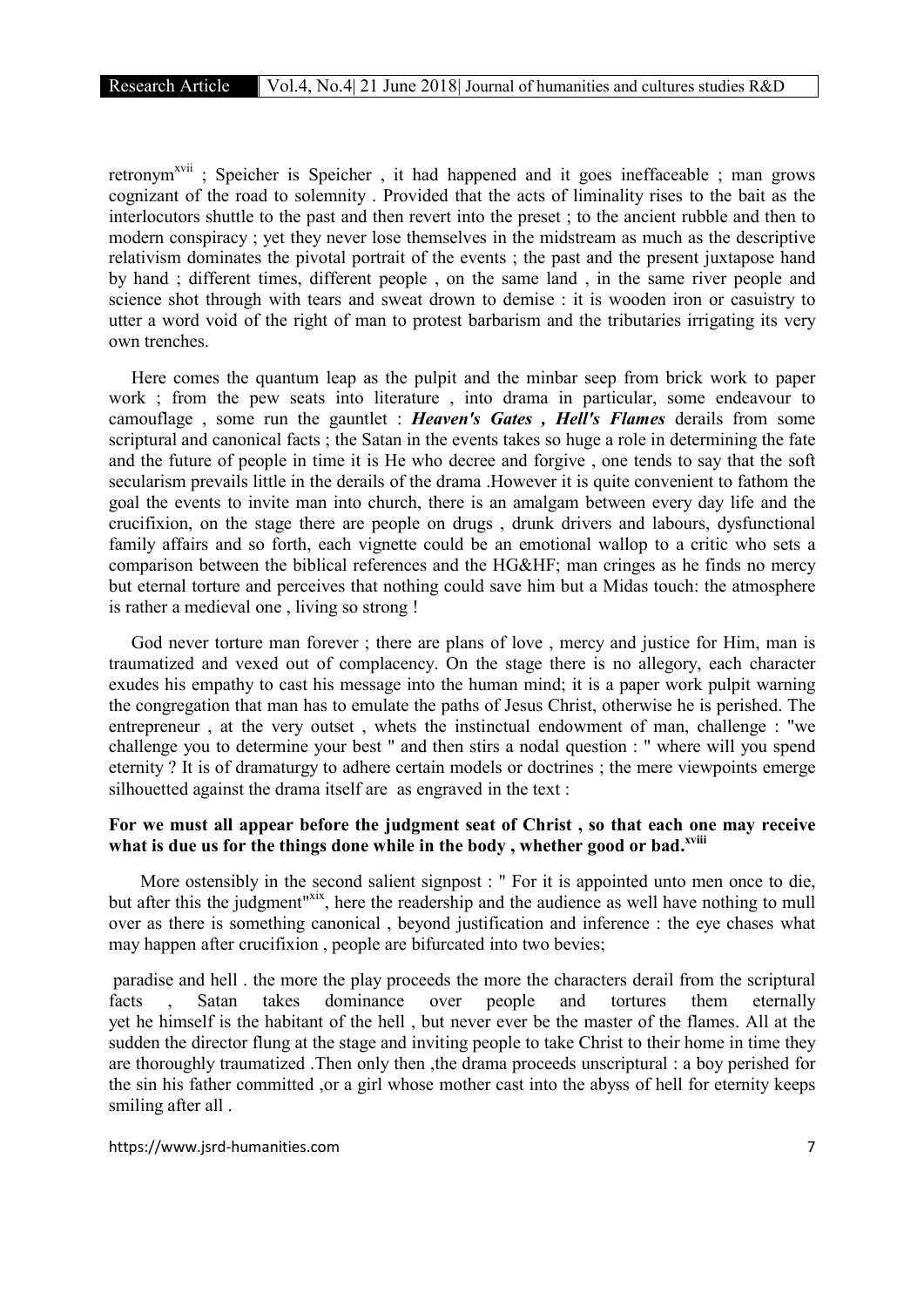retronym[xvii] ; Speicher is Speicher , it had happened and it goes ineffaceable ; man grows cognizant of the road to solemnity . Provided that the acts of liminality rises to the bait as the interlocutors shuttle to the past and then revert into the preset ; to the ancient rubble and then to modern conspiracy ; yet they never lose themselves in the midstream as much as the descriptive relativism dominates the pivotal portrait of the events ; the past and the present juxtapose hand by hand ; different times, different people , on the same land , in the same river people and science shot through with tears and sweat drown to demise : it is wooden iron or casuistry to utter a word void of the right of man to protest barbarism and the tributaries irrigating its very own trenches.

Here comes the quantum leap as the pulpit and the minbar seep from brick work to paper work ; from the pew seats into literature , into drama in particular, some endeavour to camouflage , some run the gauntlet : ***Heaven's Gates , Hell's Flames*** derails from some scriptural and canonical facts ; the Satan in the events takes so huge a role in determining the fate and the future of people in time it is He who decree and forgive , one tends to say that the soft secularism prevails little in the derails of the drama .However it is quite convenient to fathom the goal the events to invite man into church, there is an amalgam between every day life and the crucifixion, on the stage there are people on drugs , drunk drivers and labours, dysfunctional family affairs and so forth, each vignette could be an emotional wallop to a critic who sets a comparison between the biblical references and the HG&HF; man cringes as he finds no mercy but eternal torture and perceives that nothing could save him but a Midas touch: the atmosphere is rather a medieval one , living so strong !

God never torture man forever ; there are plans of love , mercy and justice for Him, man is traumatized and vexed out of complacency. On the stage there is no allegory, each character exudes his empathy to cast his message into the human mind; it is a paper work pulpit warning the congregation that man has to emulate the paths of Jesus Christ, otherwise he is perished. The entrepreneur , at the very outset , whets the instinctual endowment of man, challenge : "we challenge you to determine your best " and then stirs a nodal question : " where will you spend eternity ? It is of dramaturgy to adhere certain models or doctrines ; the mere viewpoints emerge silhouetted against the drama itself are as engraved in the text :

**For we must all appear before the judgment seat of Christ , so that each one may receive what is due us for the things done while in the body , whether good or bad.**[xviii]

More ostensibly in the second salient signpost : " For it is appointed unto men once to die, but after this the judgment"[xix], here the readership and the audience as well have nothing to mull over as there is something canonical , beyond justification and inference : the eye chases what may happen after crucifixion , people are bifurcated into two bevies;

paradise and hell . the more the play proceeds the more the characters derail from the scriptural facts , Satan takes dominance over people and tortures them eternally yet he himself is the habitant of the hell , but never ever be the master of the flames. All at the sudden the director flung at the stage and inviting people to take Christ to their home in time they are thoroughly traumatized .Then only then ,the drama proceeds unscriptural : a boy perished for the sin his father committed ,or a girl whose mother cast into the abyss of hell for eternity keeps smiling after all .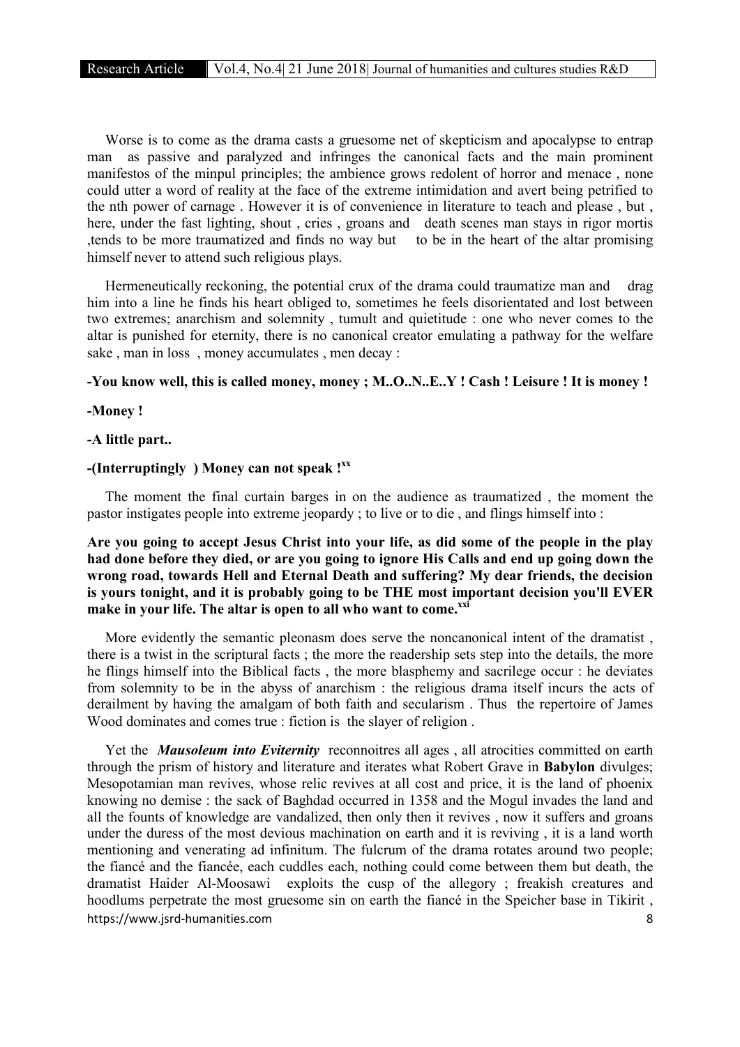Worse is to come as the drama casts a gruesome net of skepticism and apocalypse to entrap man as passive and paralyzed and infringes the canonical facts and the main prominent manifestos of the minpul principles; the ambience grows redolent of horror and menace , none could utter a word of reality at the face of the extreme intimidation and avert being petrified to the nth power of carnage . However it is of convenience in literature to teach and please , but , here, under the fast lighting, shout , cries , groans and death scenes man stays in rigor mortis ,tends to be more traumatized and finds no way but to be in the heart of the altar promising himself never to attend such religious plays.

Hermeneutically reckoning, the potential crux of the drama could traumatize man and drag him into a line he finds his heart obliged to, sometimes he feels disorientated and lost between two extremes; anarchism and solemnity , tumult and quietitude : one who never comes to the altar is punished for eternity, there is no canonical creator emulating a pathway for the welfare sake , man in loss , money accumulates , men decay :

**-You know well, this is called money, money ; M..O..N..E..Y ! Cash ! Leisure ! It is money !**

**-Money !**

**-A little part..**

**-(Interruptingly ) Money can not speak ![xx]**

The moment the final curtain barges in on the audience as traumatized , the moment the pastor instigates people into extreme jeopardy ; to live or to die , and flings himself into :

**Are you going to accept Jesus Christ into your life, as did some of the people in the play had done before they died, or are you going to ignore His Calls and end up going down the wrong road, towards Hell and Eternal Death and suffering? My dear friends, the decision is yours tonight, and it is probably going to be THE most important decision you'll EVER make in your life. The altar is open to all who want to come.[xxi]**

More evidently the semantic pleonasm does serve the noncanonical intent of the dramatist , there is a twist in the scriptural facts ; the more the readership sets step into the details, the more he flings himself into the Biblical facts , the more blasphemy and sacrilege occur : he deviates from solemnity to be in the abyss of anarchism : the religious drama itself incurs the acts of derailment by having the amalgam of both faith and secularism . Thus the repertoire of James Wood dominates and comes true : fiction is the slayer of religion .

Yet the ***Mausoleum into Eviternity*** reconnoitres all ages , all atrocities committed on earth through the prism of history and literature and iterates what Robert Grave in **Babylon** divulges; Mesopotamian man revives, whose relic revives at all cost and price, it is the land of phoenix knowing no demise : the sack of Baghdad occurred in 1358 and the Mogul invades the land and all the founts of knowledge are vandalized, then only then it revives , now it suffers and groans under the duress of the most devious machination on earth and it is reviving , it is a land worth mentioning and venerating ad infinitum. The fulcrum of the drama rotates around two people; the fiancé and the fiancée, each cuddles each, nothing could come between them but death, the dramatist Haider Al-Moosawi exploits the cusp of the allegory ; freakish creatures and hoodlums perpetrate the most gruesome sin on earth the fiancé in the Speicher base in Tikirit ,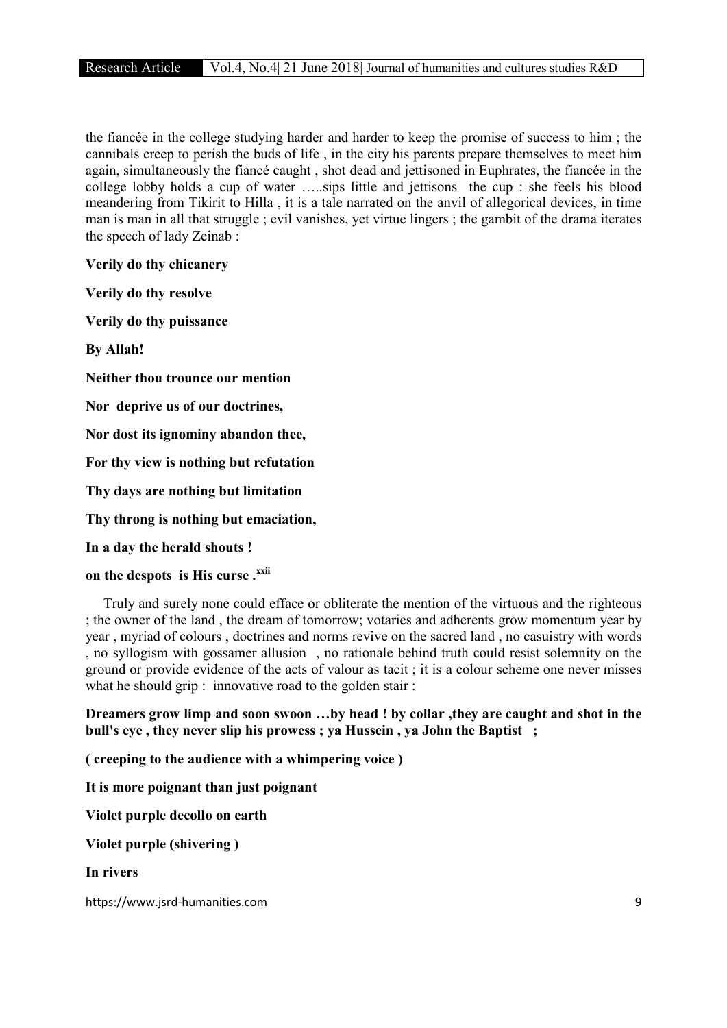the fiancée in the college studying harder and harder to keep the promise of success to him ; the cannibals creep to perish the buds of life , in the city his parents prepare themselves to meet him again, simultaneously the fiancé caught , shot dead and jettisoned in Euphrates, the fiancée in the college lobby holds a cup of water …..sips little and jettisons the cup : she feels his blood meandering from Tikirit to Hilla , it is a tale narrated on the anvil of allegorical devices, in time man is man in all that struggle ; evil vanishes, yet virtue lingers ; the gambit of the drama iterates the speech of lady Zeinab :

**Verily do thy chicanery**

**Verily do thy resolve**

**Verily do thy puissance**

**By Allah!**

**Neither thou trounce our mention**

**Nor deprive us of our doctrines,**

**Nor dost its ignominy abandon thee,**

**For thy view is nothing but refutation**

**Thy days are nothing but limitation**

**Thy throng is nothing but emaciation,**

**In a day the herald shouts !**

**on the despots is His curse .**[xxii]

Truly and surely none could efface or obliterate the mention of the virtuous and the righteous ; the owner of the land , the dream of tomorrow; votaries and adherents grow momentum year by year , myriad of colours , doctrines and norms revive on the sacred land , no casuistry with words , no syllogism with gossamer allusion , no rationale behind truth could resist solemnity on the ground or provide evidence of the acts of valour as tacit ; it is a colour scheme one never misses what he should grip : innovative road to the golden stair :

**Dreamers grow limp and soon swoon …by head ! by collar ,they are caught and shot in the bull's eye , they never slip his prowess ; ya Hussein , ya John the Baptist ;**

**( creeping to the audience with a whimpering voice )**

**It is more poignant than just poignant**

**Violet purple decollo on earth**

**Violet purple (shivering )**

**In rivers**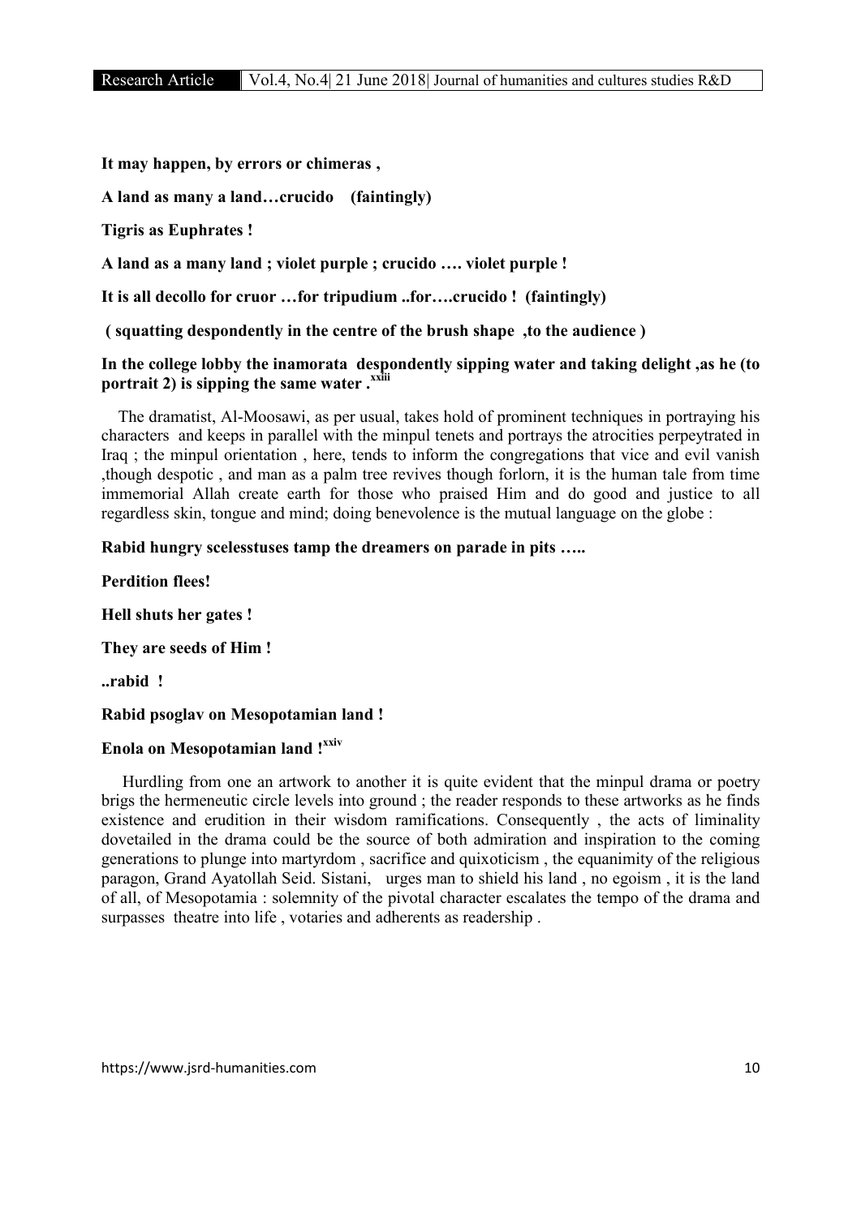**It may happen, by errors or chimeras ,**

**A land as many a land…crucido (faintingly)**

**Tigris as Euphrates !**

**A land as a many land ; violet purple ; crucido …. violet purple !**

**It is all decollo for cruor …for tripudium ..for….crucido ! (faintingly)**

**( squatting despondently in the centre of the brush shape ,to the audience )**

**In the college lobby the inamorata despondently sipping water and taking delight ,as he (to portrait 2) is sipping the same water .**[xxiii]

The dramatist, Al-Moosawi, as per usual, takes hold of prominent techniques in portraying his characters and keeps in parallel with the minpul tenets and portrays the atrocities perpeytrated in Iraq ; the minpul orientation , here, tends to inform the congregations that vice and evil vanish ,though despotic , and man as a palm tree revives though forlorn, it is the human tale from time immemorial Allah create earth for those who praised Him and do good and justice to all regardless skin, tongue and mind; doing benevolence is the mutual language on the globe :

**Rabid hungry scelesstuses tamp the dreamers on parade in pits …..**

**Perdition flees!**

**Hell shuts her gates !**

**They are seeds of Him !**

**..rabid !**

**Rabid psoglav on Mesopotamian land !**

**Enola on Mesopotamian land !**[xxiv]

Hurdling from one an artwork to another it is quite evident that the minpul drama or poetry brigs the hermeneutic circle levels into ground ; the reader responds to these artworks as he finds existence and erudition in their wisdom ramifications. Consequently , the acts of liminality dovetailed in the drama could be the source of both admiration and inspiration to the coming generations to plunge into martyrdom , sacrifice and quixoticism , the equanimity of the religious paragon, Grand Ayatollah Seid. Sistani, urges man to shield his land , no egoism , it is the land of all, of Mesopotamia : solemnity of the pivotal character escalates the tempo of the drama and surpasses theatre into life , votaries and adherents as readership .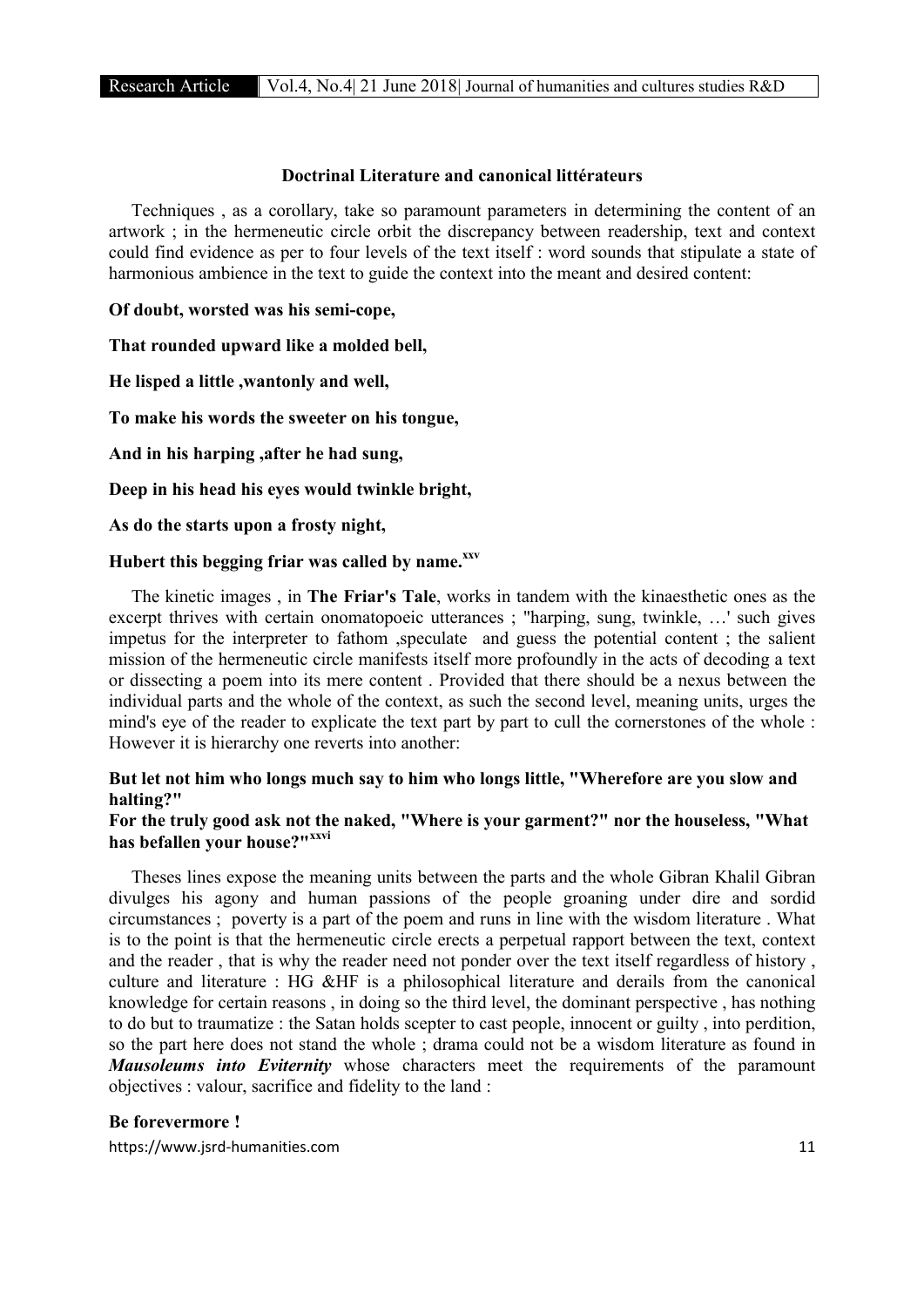**Doctrinal Literature and canonical littérateurs**

Techniques , as a corollary, take so paramount parameters in determining the content of an artwork ; in the hermeneutic circle orbit the discrepancy between readership, text and context could find evidence as per to four levels of the text itself : word sounds that stipulate a state of harmonious ambience in the text to guide the context into the meant and desired content:

**Of doubt, worsted was his semi-cope,**

**That rounded upward like a molded bell,**

**He lisped a little ,wantonly and well,**

**To make his words the sweeter on his tongue,**

**And in his harping ,after he had sung,**

**Deep in his head his eyes would twinkle bright,**

**As do the starts upon a frosty night,**

**Hubert this begging friar was called by name.**[xxv]

The kinetic images , in **The Friar's Tale**, works in tandem with the kinaesthetic ones as the excerpt thrives with certain onomatopoeic utterances ; "harping, sung, twinkle, …' such gives impetus for the interpreter to fathom ,speculate and guess the potential content ; the salient mission of the hermeneutic circle manifests itself more profoundly in the acts of decoding a text or dissecting a poem into its mere content . Provided that there should be a nexus between the individual parts and the whole of the context, as such the second level, meaning units, urges the mind's eye of the reader to explicate the text part by part to cull the cornerstones of the whole : However it is hierarchy one reverts into another:

**But let not him who longs much say to him who longs little, "Wherefore are you slow and halting?"**
**For the truly good ask not the naked, "Where is your garment?" nor the houseless, "What has befallen your house?"**[xxvi]

Theses lines expose the meaning units between the parts and the whole Gibran Khalil Gibran divulges his agony and human passions of the people groaning under dire and sordid circumstances ; poverty is a part of the poem and runs in line with the wisdom literature . What is to the point is that the hermeneutic circle erects a perpetual rapport between the text, context and the reader , that is why the reader need not ponder over the text itself regardless of history , culture and literature : HG &HF is a philosophical literature and derails from the canonical knowledge for certain reasons , in doing so the third level, the dominant perspective , has nothing to do but to traumatize : the Satan holds scepter to cast people, innocent or guilty , into perdition, so the part here does not stand the whole ; drama could not be a wisdom literature as found in ***Mausoleums into Eviternity*** whose characters meet the requirements of the paramount objectives : valour, sacrifice and fidelity to the land :

**Be forevermore !**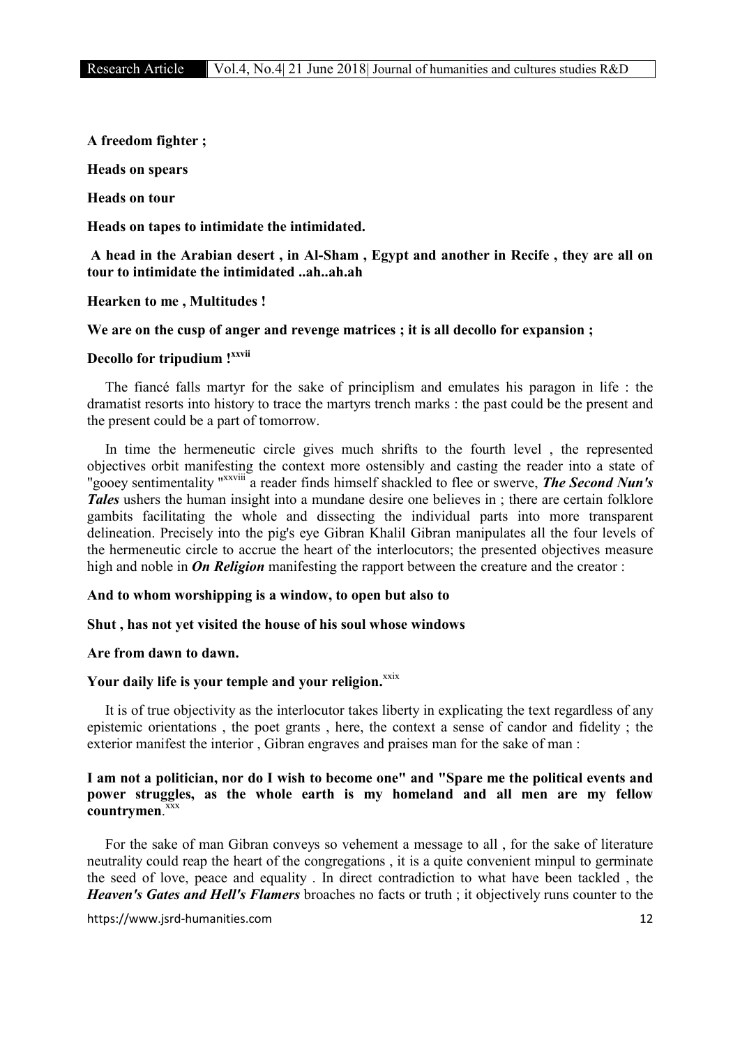**A freedom fighter ;**

**Heads on spears**

**Heads on tour**

**Heads on tapes to intimidate the intimidated.**

**A head in the Arabian desert , in Al-Sham , Egypt and another in Recife , they are all on tour to intimidate the intimidated ..ah..ah.ah**

**Hearken to me , Multitudes !**

**We are on the cusp of anger and revenge matrices ; it is all decollo for expansion ;**

**Decollo for tripudium !**[xxvii]

The fiancé falls martyr for the sake of principlism and emulates his paragon in life : the dramatist resorts into history to trace the martyrs trench marks : the past could be the present and the present could be a part of tomorrow.

In time the hermeneutic circle gives much shrifts to the fourth level , the represented objectives orbit manifesting the context more ostensibly and casting the reader into a state of "gooey sentimentality "[xxviii] a reader finds himself shackled to flee or swerve, ***The Second Nun's Tales*** ushers the human insight into a mundane desire one believes in ; there are certain folklore gambits facilitating the whole and dissecting the individual parts into more transparent delineation. Precisely into the pig's eye Gibran Khalil Gibran manipulates all the four levels of the hermeneutic circle to accrue the heart of the interlocutors; the presented objectives measure high and noble in ***On Religion*** manifesting the rapport between the creature and the creator :

**And to whom worshipping is a window, to open but also to**

**Shut , has not yet visited the house of his soul whose windows**

**Are from dawn to dawn.**

**Your daily life is your temple and your religion.**[xxix]

It is of true objectivity as the interlocutor takes liberty in explicating the text regardless of any epistemic orientations , the poet grants , here, the context a sense of candor and fidelity ; the exterior manifest the interior , Gibran engraves and praises man for the sake of man :

**I am not a politician, nor do I wish to become one" and "Spare me the political events and power struggles, as the whole earth is my homeland and all men are my fellow countrymen**.[xxx]

For the sake of man Gibran conveys so vehement a message to all , for the sake of literature neutrality could reap the heart of the congregations , it is a quite convenient minpul to germinate the seed of love, peace and equality . In direct contradiction to what have been tackled , the ***Heaven's Gates and Hell's Flamers*** broaches no facts or truth ; it objectively runs counter to the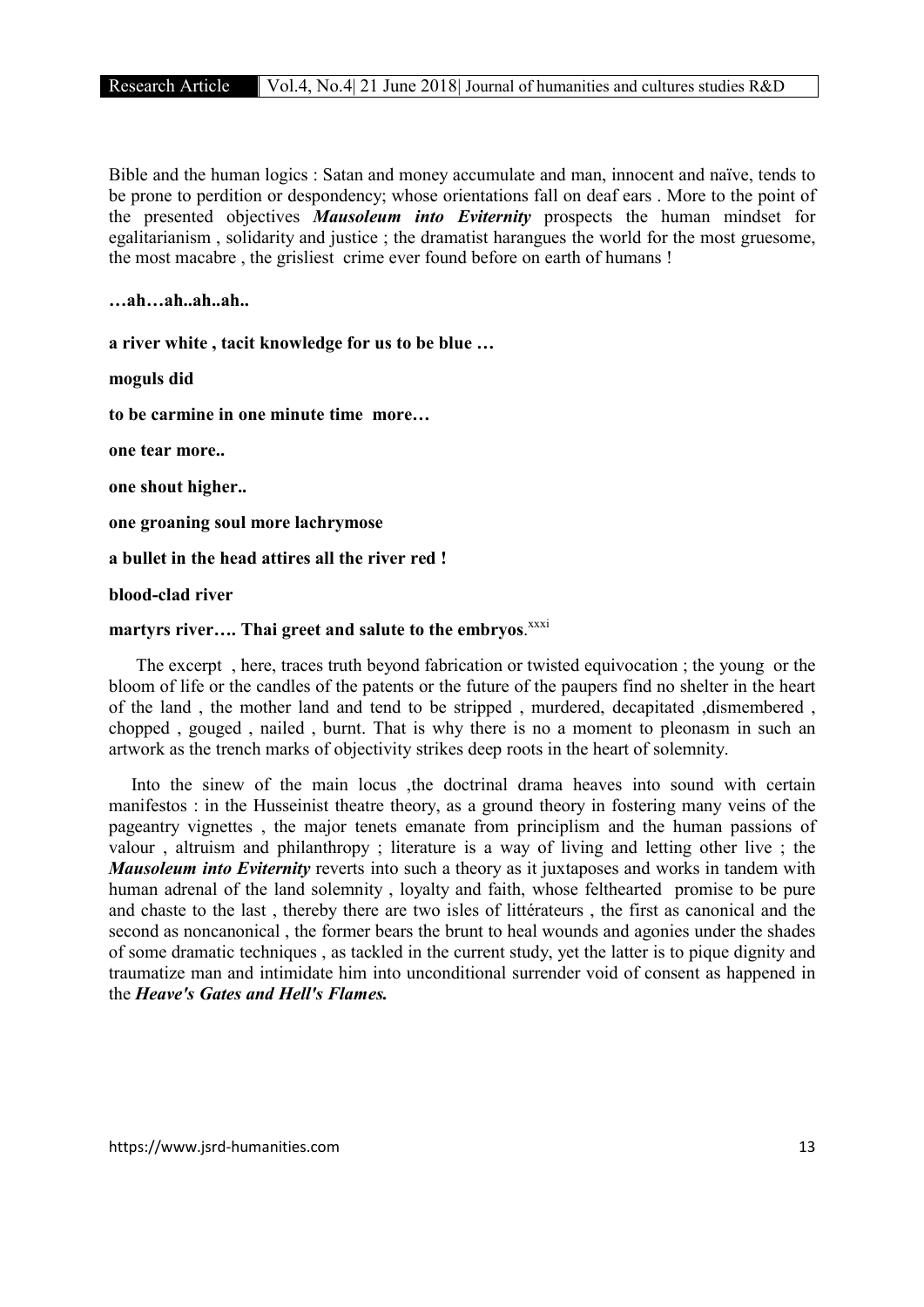Bible and the human logics : Satan and money accumulate and man, innocent and naïve, tends to be prone to perdition or despondency; whose orientations fall on deaf ears . More to the point of the presented objectives ***Mausoleum into Eviternity*** prospects the human mindset for egalitarianism , solidarity and justice ; the dramatist harangues the world for the most gruesome, the most macabre , the grisliest crime ever found before on earth of humans !

**…ah…ah..ah..ah..**

**a river white , tacit knowledge for us to be blue …**

**moguls did**

**to be carmine in one minute time more…**

**one tear more..**

**one shout higher..**

**one groaning soul more lachrymose**

**a bullet in the head attires all the river red !**

**blood-clad river**

**martyrs river…. Thai greet and salute to the embryos**.[xxxi]

The excerpt , here, traces truth beyond fabrication or twisted equivocation ; the young or the bloom of life or the candles of the patents or the future of the paupers find no shelter in the heart of the land , the mother land and tend to be stripped , murdered, decapitated ,dismembered , chopped , gouged , nailed , burnt. That is why there is no a moment to pleonasm in such an artwork as the trench marks of objectivity strikes deep roots in the heart of solemnity.

Into the sinew of the main locus ,the doctrinal drama heaves into sound with certain manifestos : in the Husseinist theatre theory, as a ground theory in fostering many veins of the pageantry vignettes , the major tenets emanate from principlism and the human passions of valour , altruism and philanthropy ; literature is a way of living and letting other live ; the ***Mausoleum into Eviternity*** reverts into such a theory as it juxtaposes and works in tandem with human adrenal of the land solemnity , loyalty and faith, whose felthearted promise to be pure and chaste to the last , thereby there are two isles of littérateurs , the first as canonical and the second as noncanonical , the former bears the brunt to heal wounds and agonies under the shades of some dramatic techniques , as tackled in the current study, yet the latter is to pique dignity and traumatize man and intimidate him into unconditional surrender void of consent as happened in the ***Heave's Gates and Hell's Flames.***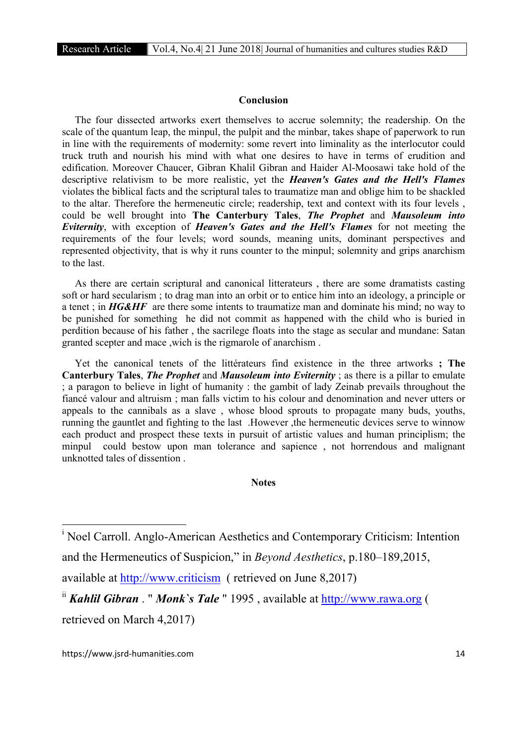## Conclusion

The four dissected artworks exert themselves to accrue solemnity; the readership. On the scale of the quantum leap, the minpul, the pulpit and the minbar, takes shape of paperwork to run in line with the requirements of modernity: some revert into liminality as the interlocutor could truck truth and nourish his mind with what one desires to have in terms of erudition and edification. Moreover Chaucer, Gibran Khalil Gibran and Haider Al-Moosawi take hold of the descriptive relativism to be more realistic, yet the ***Heaven's Gates and the Hell's Flames*** violates the biblical facts and the scriptural tales to traumatize man and oblige him to be shackled to the altar. Therefore the hermeneutic circle; readership, text and context with its four levels , could be well brought into **The Canterbury Tales**, ***The Prophet*** and ***Mausoleum into Eviternity***, with exception of ***Heaven's Gates and the Hell's Flames*** for not meeting the requirements of the four levels; word sounds, meaning units, dominant perspectives and represented objectivity, that is why it runs counter to the minpul; solemnity and grips anarchism to the last.

As there are certain scriptural and canonical litterateurs , there are some dramatists casting soft or hard secularism ; to drag man into an orbit or to entice him into an ideology, a principle or a tenet ; in ***HG&HF*** are there some intents to traumatize man and dominate his mind; no way to be punished for something he did not commit as happened with the child who is buried in perdition because of his father , the sacrilege floats into the stage as secular and mundane: Satan granted scepter and mace ,wich is the rigmarole of anarchism .

Yet the canonical tenets of the littérateurs find existence in the three artworks **; The Canterbury Tales**, ***The Prophet*** and ***Mausoleum into Eviternity*** ; as there is a pillar to emulate ; a paragon to believe in light of humanity : the gambit of lady Zeinab prevails throughout the fiancé valour and altruism ; man falls victim to his colour and denomination and never utters or appeals to the cannibals as a slave , whose blood sprouts to propagate many buds, youths, running the gauntlet and fighting to the last .However ,the hermeneutic devices serve to winnow each product and prospect these texts in pursuit of artistic values and human principlism; the minpul could bestow upon man tolerance and sapience , not horrendous and malignant unknotted tales of dissention .

## Notes

---

[i] Noel Carroll. Anglo-American Aesthetics and Contemporary Criticism: Intention and the Hermeneutics of Suspicion," in *Beyond Aesthetics*, p.180–189,2015, available at http://www.criticism ( retrieved on June 8,2017)

[ii] ***Kahlil Gibran*** . " ***Monk`s Tale*** " 1995 , available at http://www.rawa.org ( retrieved on March 4,2017)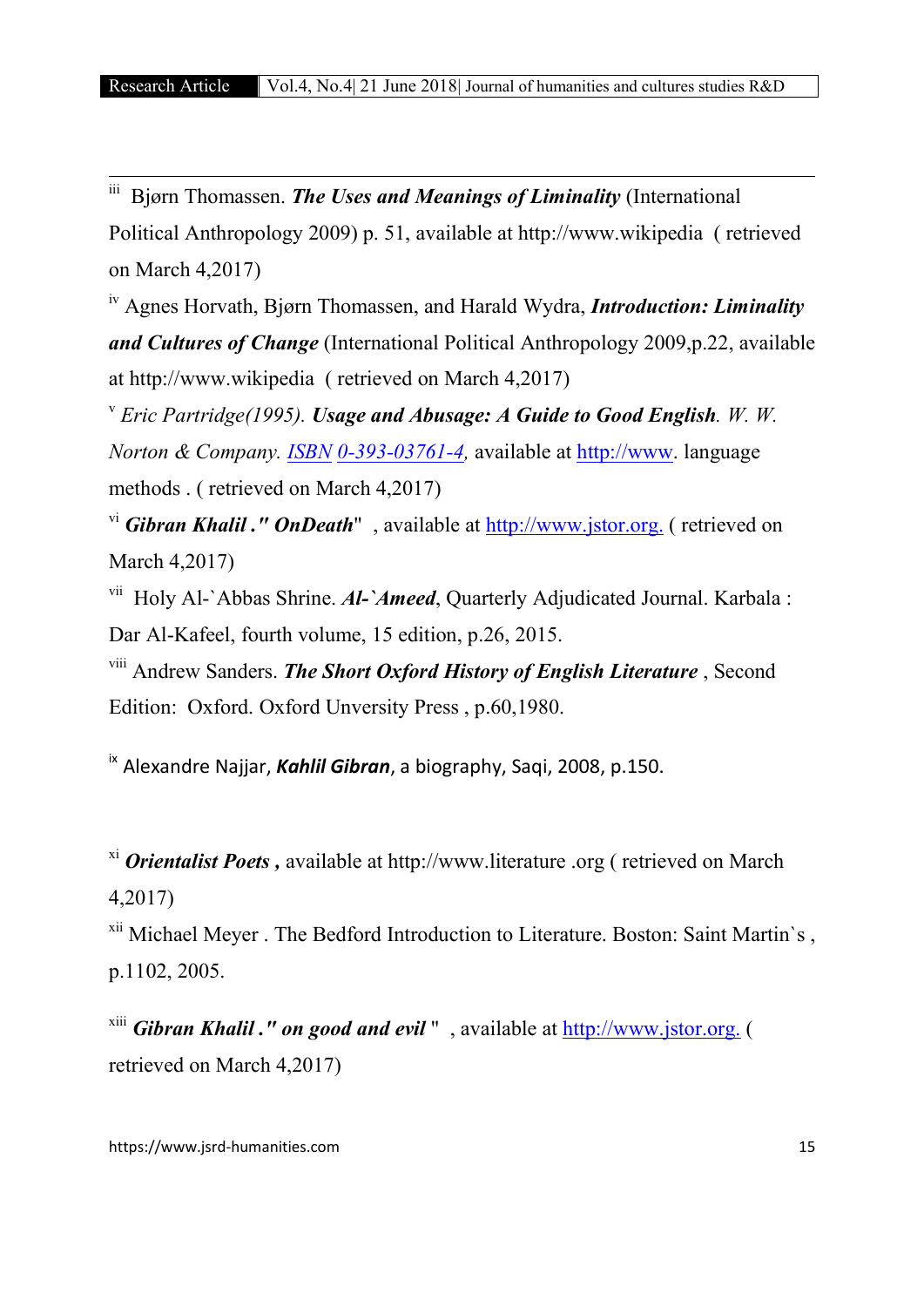[iii] Bjørn Thomassen. ***The Uses and Meanings of Liminality*** (International Political Anthropology 2009) p. 51, available at http://www.wikipedia ( retrieved on March 4,2017)

[iv] Agnes Horvath, Bjørn Thomassen, and Harald Wydra, ***Introduction: Liminality and Cultures of Change*** (International Political Anthropology 2009,p.22, available at http://www.wikipedia ( retrieved on March 4,2017)

[v] *Eric Partridge(1995).* ***Usage and Abusage: A Guide to Good English****. W. W. Norton & Company. ISBN 0-393-03761-4,* available at http://www. language methods . ( retrieved on March 4,2017)

[vi] ***Gibran Khalil ." OnDeath***" , available at http://www.jstor.org. ( retrieved on March 4,2017)

[vii] Holy Al-`Abbas Shrine. ***Al-`Ameed***, Quarterly Adjudicated Journal. Karbala : Dar Al-Kafeel, fourth volume, 15 edition, p.26, 2015.

[viii] Andrew Sanders. ***The Short Oxford History of English Literature*** , Second Edition: Oxford. Oxford Unversity Press , p.60,1980.

[ix] Alexandre Najjar, ***Kahlil Gibran***, a biography, Saqi, 2008, p.150.

[xi] ***Orientalist Poets ,*** available at http://www.literature .org ( retrieved on March 4,2017)

[xii] Michael Meyer . The Bedford Introduction to Literature. Boston: Saint Martin`s , p.1102, 2005.

[xiii] ***Gibran Khalil ." on good and evil*** " , available at http://www.jstor.org. ( retrieved on March 4,2017)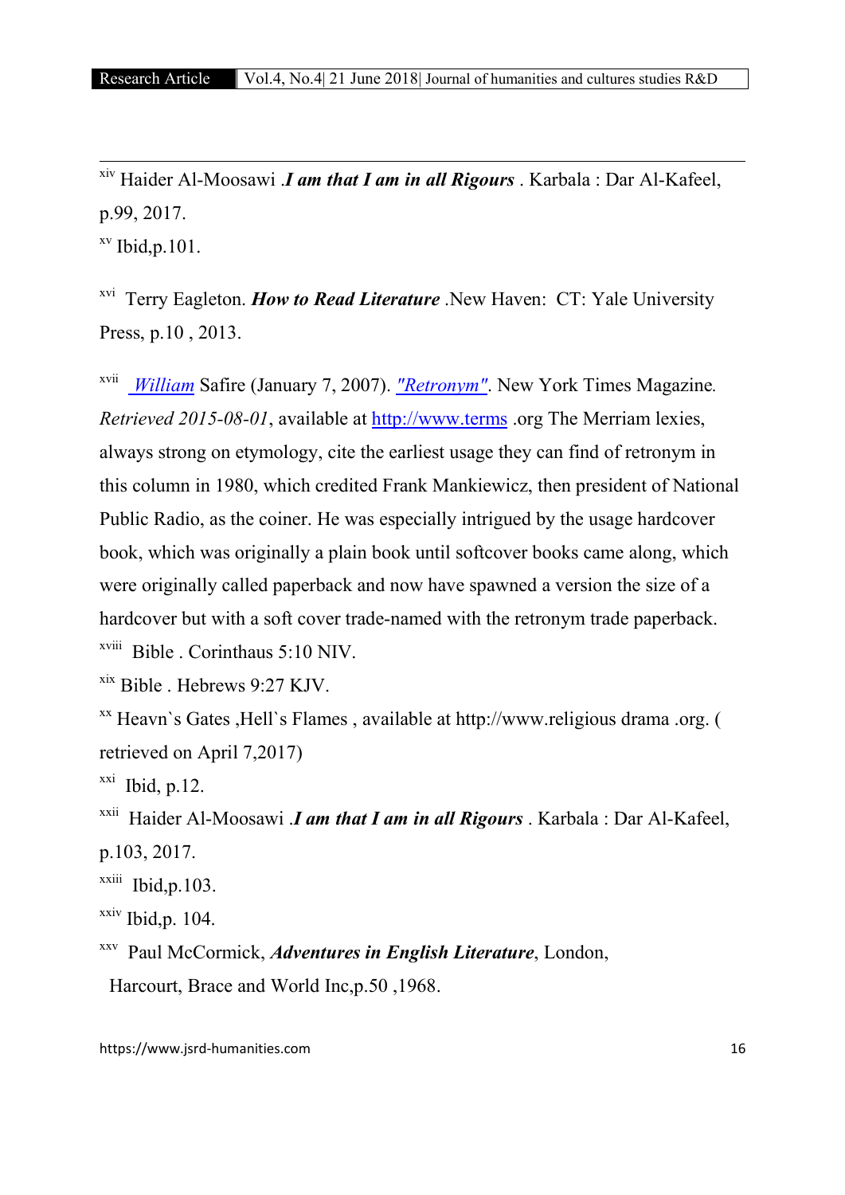[xiv] Haider Al-Moosawi .***I am that I am in all Rigours*** . Karbala : Dar Al-Kafeel, p.99, 2017.

[xv] Ibid,p.101.

[xvi] Terry Eagleton. ***How to Read Literature*** .New Haven: CT: Yale University Press, p.10 , 2013.

[xvii] *William* Safire (January 7, 2007). *"Retronym"*. New York Times Magazine. *Retrieved 2015-08-01*, available at http://www.terms .org The Merriam lexies, always strong on etymology, cite the earliest usage they can find of retronym in this column in 1980, which credited Frank Mankiewicz, then president of National Public Radio, as the coiner. He was especially intrigued by the usage hardcover book, which was originally a plain book until softcover books came along, which were originally called paperback and now have spawned a version the size of a hardcover but with a soft cover trade-named with the retronym trade paperback.

[xviii] Bible . Corinthaus 5:10 NIV.

[xix] Bible . Hebrews 9:27 KJV.

[xx] Heavn`s Gates ,Hell`s Flames , available at http://www.religious drama .org. ( retrieved on April 7,2017)

[xxi] Ibid, p.12.

[xxii] Haider Al-Moosawi .***I am that I am in all Rigours*** . Karbala : Dar Al-Kafeel, p.103, 2017.

[xxiii] Ibid,p.103.

[xxiv] Ibid,p. 104.

[xxv] Paul McCormick, ***Adventures in English Literature***, London, Harcourt, Brace and World Inc,p.50 ,1968.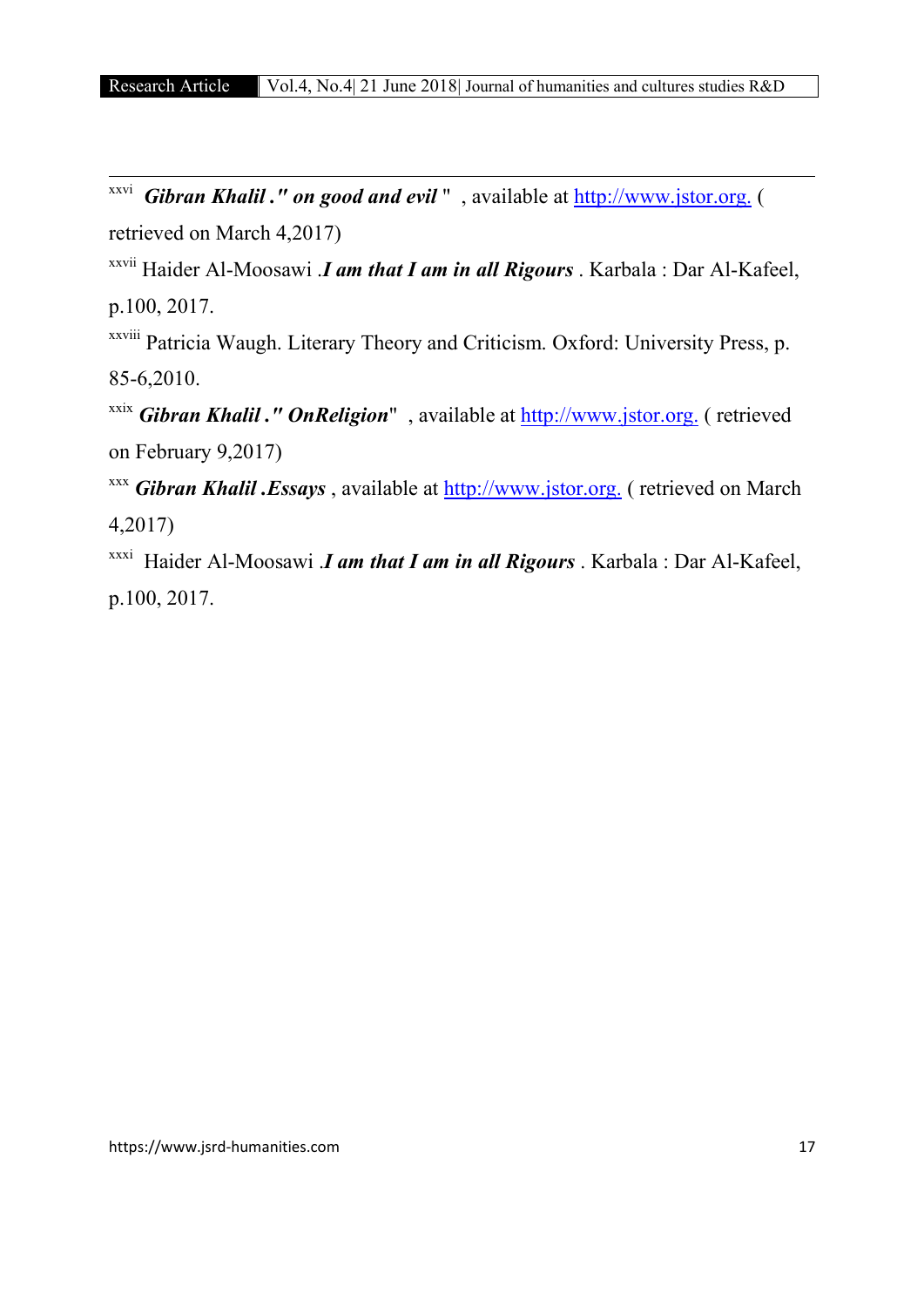[xxvi] ***Gibran Khalil ." on good and evil*** " , available at http://www.jstor.org. ( retrieved on March 4,2017)

[xxvii] Haider Al-Moosawi .***I am that I am in all Rigours*** . Karbala : Dar Al-Kafeel, p.100, 2017.

[xxviii] Patricia Waugh. Literary Theory and Criticism. Oxford: University Press, p. 85-6,2010.

[xxix] ***Gibran Khalil ." OnReligion*** " , available at http://www.jstor.org. ( retrieved on February 9,2017)

[xxx] ***Gibran Khalil .Essays*** , available at http://www.jstor.org. ( retrieved on March 4,2017)

[xxxi] Haider Al-Moosawi .***I am that I am in all Rigours*** . Karbala : Dar Al-Kafeel, p.100, 2017.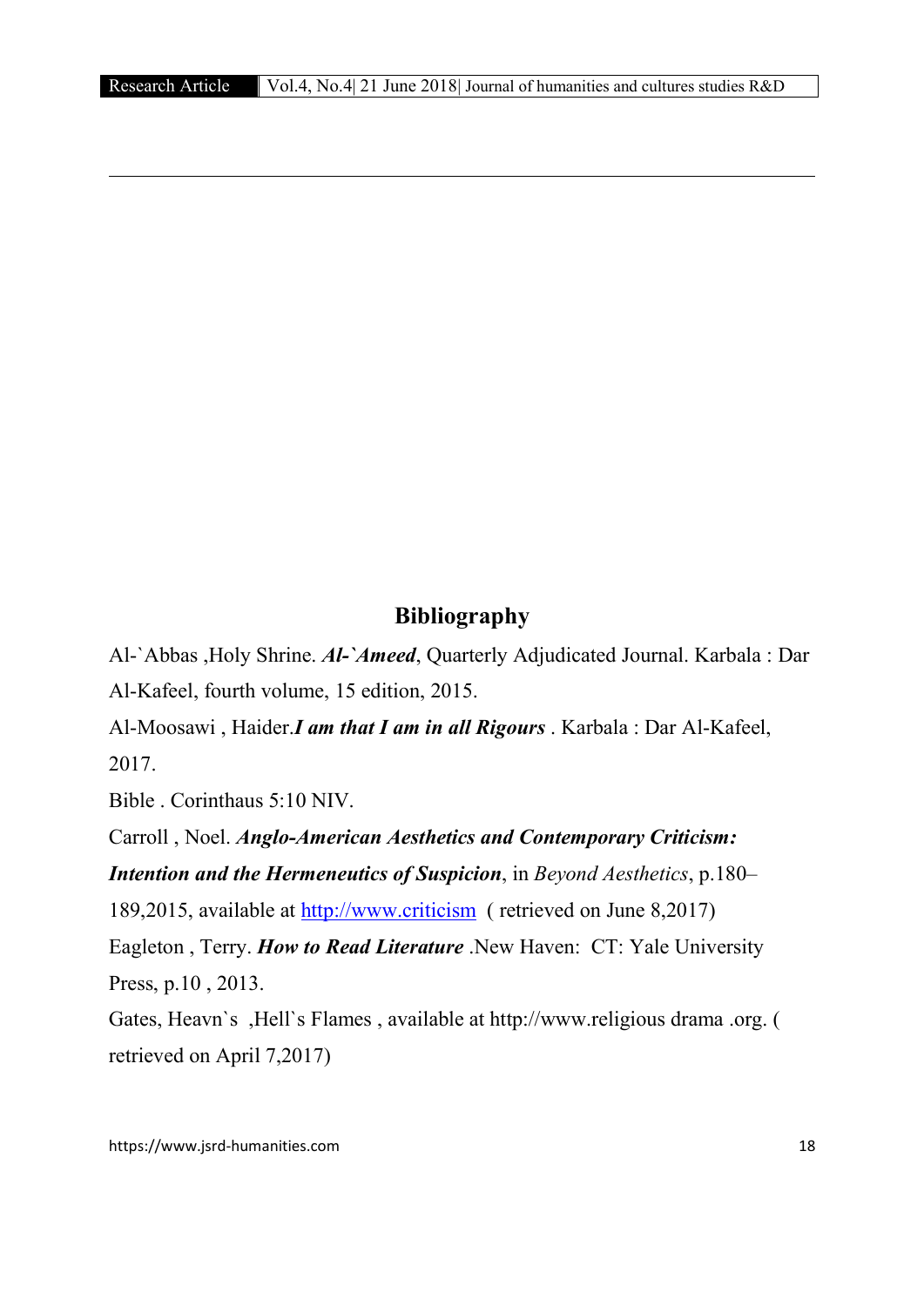## Bibliography

Al-`Abbas ,Holy Shrine. ***Al-`Ameed***, Quarterly Adjudicated Journal. Karbala : Dar Al-Kafeel, fourth volume, 15 edition, 2015.

Al-Moosawi , Haider.***I am that I am in all Rigours*** . Karbala : Dar Al-Kafeel, 2017.

Bible . Corinthaus 5:10 NIV.

Carroll , Noel. ***Anglo-American Aesthetics and Contemporary Criticism: Intention and the Hermeneutics of Suspicion***, in *Beyond Aesthetics*, p.180–189,2015, available at http://www.criticism ( retrieved on June 8,2017)

Eagleton , Terry. ***How to Read Literature*** .New Haven: CT: Yale University Press, p.10 , 2013.

Gates, Heavn`s ,Hell`s Flames , available at http://www.religious drama .org. ( retrieved on April 7,2017)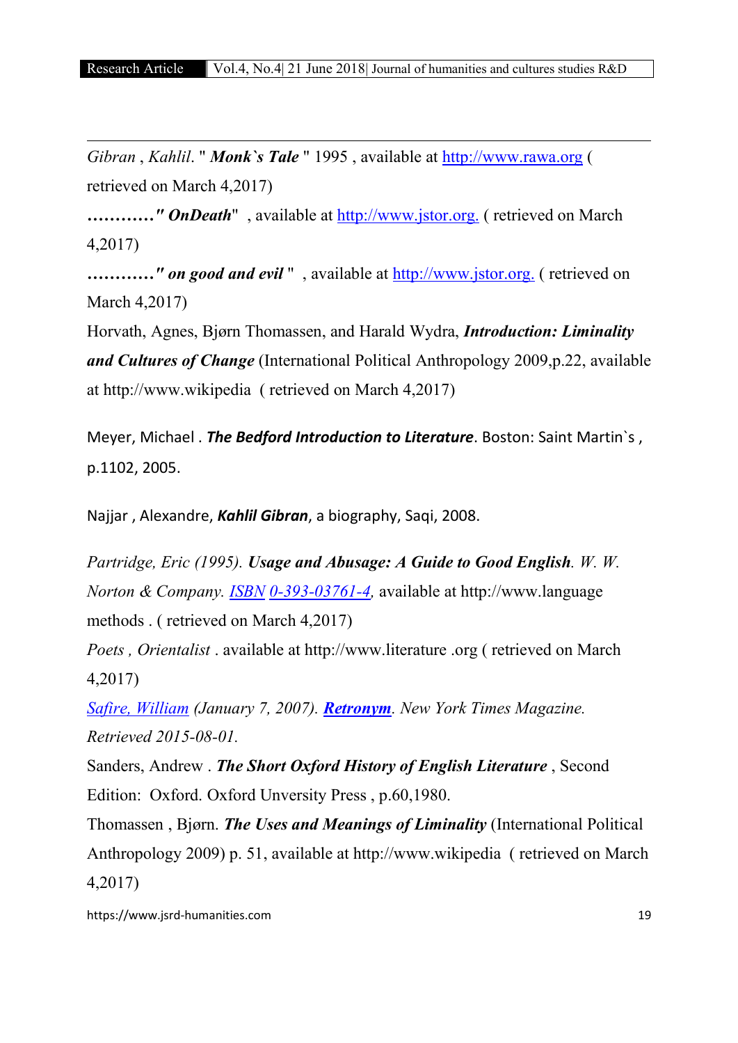*Gibran , Kahlil*. " ***Monk`s Tale*** " 1995 , available at http://www.rawa.org ( retrieved on March 4,2017)

**…………" *OnDeath*"** , available at http://www.jstor.org. ( retrieved on March 4,2017)

**…………" *on good and evil*"** , available at http://www.jstor.org. ( retrieved on March 4,2017)

Horvath, Agnes, Bjørn Thomassen, and Harald Wydra, ***Introduction: Liminality and Cultures of Change*** (International Political Anthropology 2009,p.22, available at http://www.wikipedia ( retrieved on March 4,2017)

Meyer, Michael . ***The Bedford Introduction to Literature***. Boston: Saint Martin`s , p.1102, 2005.

Najjar , Alexandre, ***Kahlil Gibran***, a biography, Saqi, 2008.

*Partridge, Eric (1995).* ***Usage and Abusage: A Guide to Good English****. W. W. Norton & Company. ISBN 0-393-03761-4,* available at http://www.language methods . ( retrieved on March 4,2017)

*Poets , Orientalist* . available at http://www.literature .org ( retrieved on March 4,2017)

*Safire, William (January 7, 2007).* ***Retronym****. New York Times Magazine. Retrieved 2015-08-01.*

Sanders, Andrew . ***The Short Oxford History of English Literature*** , Second Edition: Oxford. Oxford Unversity Press , p.60,1980.

Thomassen , Bjørn. ***The Uses and Meanings of Liminality*** (International Political Anthropology 2009) p. 51, available at http://www.wikipedia ( retrieved on March 4,2017)